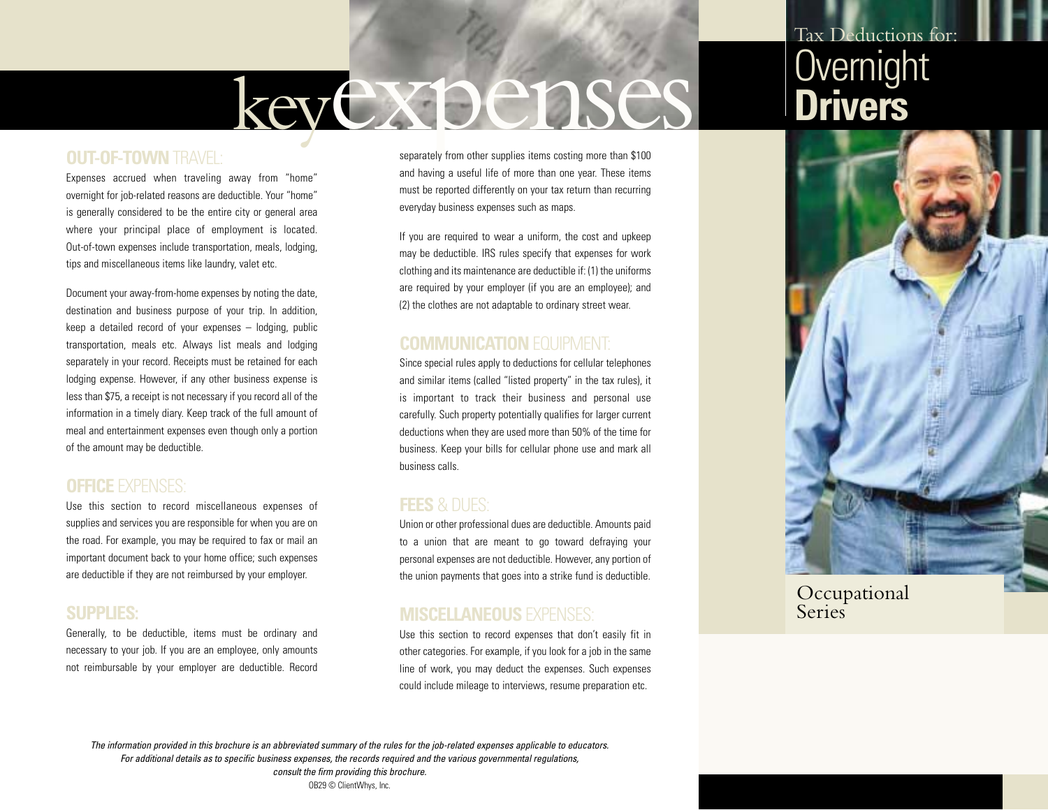# Tax Deductions for: Overnight Drivers

Occupational Series

# key expenses

## OUT-OF-TOWN TRAVEL:

Expenses accrued when traveling away from "home" overnight for job-related reasons are deductible. Your "home" is generally considered to be the entire city or general area where your principal place of employment is located. Out-of-town expenses include transportation, meals, lodging, tips and miscellaneous items like laundry, valet etc.

Document your away-from-home expenses by noting the date, destination and business purpose of your trip. In addition, keep a detailed record of your expenses – lodging, public transportation, meals etc. Always list meals and lodging separately in your record. Receipts must be retained for each lodging expense. However, if any other business expense is less than $75, a receipt is not necessary if you record all of the information in a timely diary. Keep track of the full amount of meal and entertainment expenses even though only a portion of the amount may be deductible.

## OFFICE EXPENSES:

Use this section to record miscellaneous expenses of supplies and services you are responsible for when you are on the road. For example, you may be required to fax or mail an important document back to your home office; such expenses are deductible if they are not reimbursed by your employer.

## SUPPLIES:

Generally, to be deductible, items must be ordinary and necessary to your job. If you are an employee, only amounts not reimbursable by your employer are deductible. Record separately from other supplies items costing more than $100 and having a useful life of more than one year. These items must be reported differently on your tax return than recurring everyday business expenses such as maps.

If you are required to wear a uniform, the cost and upkeep may be deductible. IRS rules specify that expenses for work clothing and its maintenance are deductible if: (1) the uniforms are required by your employer (if you are an employee); and (2) the clothes are not adaptable to ordinary street wear.

## COMMUNICATION EQUIPMENT:

Since special rules apply to deductions for cellular telephones and similar items (called "listed property" in the tax rules), it is important to track their business and personal use carefully. Such property potentially qualifies for larger current deductions when they are used more than 50% of the time for business. Keep your bills for cellular phone use and mark all business calls.

## FEES & DUES:

Union or other professional dues are deductible. Amounts paid to a union that are meant to go toward defraying your personal expenses are not deductible. However, any portion of the union payments that goes into a strike fund is deductible.

## MISCELLANEOUS EXPENSES:

Use this section to record expenses that don't easily fit in other categories. For example, if you look for a job in the same line of work, you may deduct the expenses. Such expenses could include mileage to interviews, resume preparation etc.

*The information provided in this brochure is an abbreviated summary of the rules for the job-related expenses applicable to educators. For additional details as to specific business expenses, the records required and the various governmental regulations, consult the firm providing this brochure.*

OB29 © ClientWhys, Inc.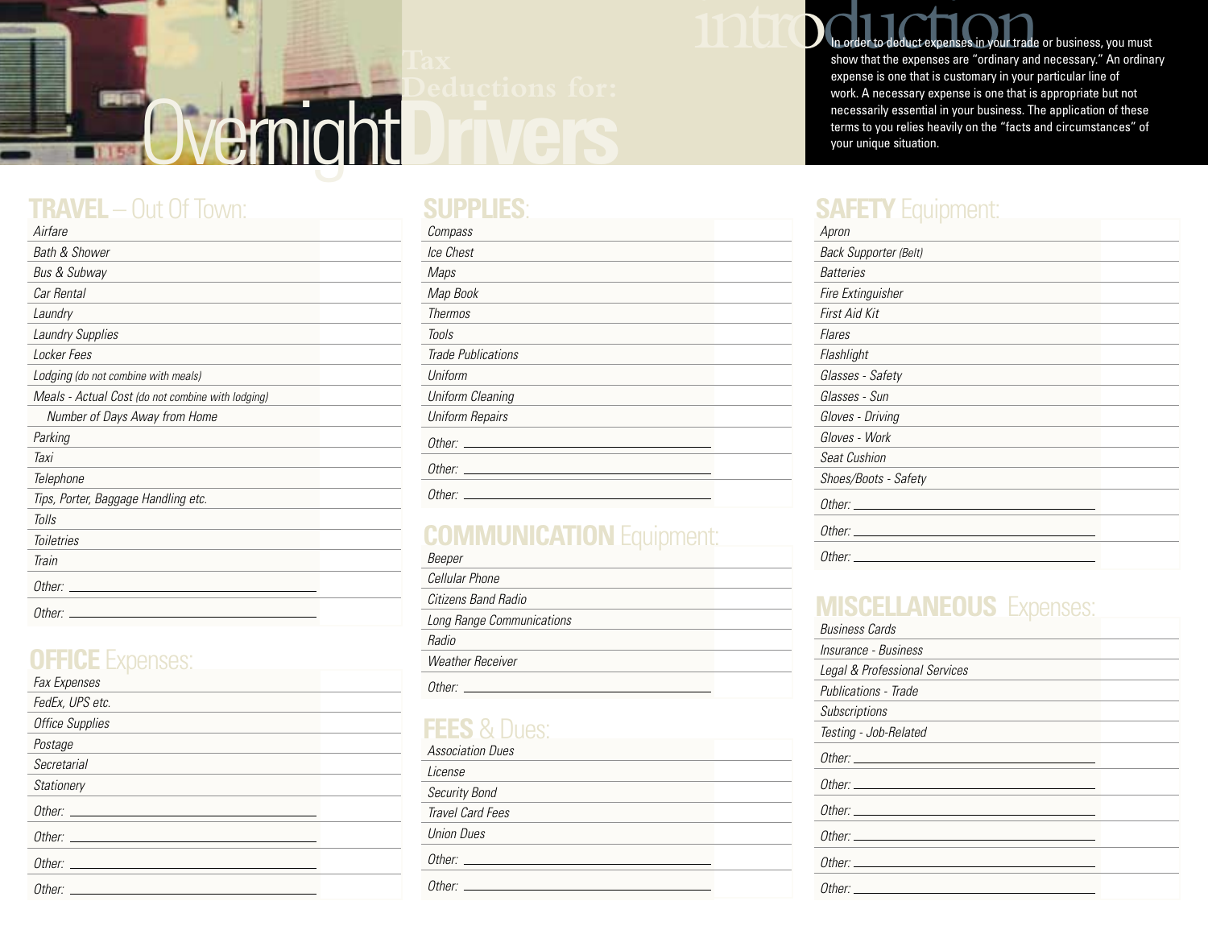# Overnight Drivers

Tax Deductions for:

## introduction

In order to deduct expenses in your trade or business, you must show that the expenses are "ordinary and necessary." An ordinary expense is one that is customary in your particular line of work. A necessary expense is one that is appropriate but not necessarily essential in your business. The application of these terms to you relies heavily on the "facts and circumstances" of your unique situation.

## TRAVEL – Out Of Town:

| | |
|---|---|
| *Airfare* | |
| *Bath & Shower* | |
| *Bus & Subway* | |
| *Car Rental* | |
| *Laundry* | |
| *Laundry Supplies* | |
| *Locker Fees* | |
| *Lodging (do not combine with meals)* | |
| *Meals - Actual Cost (do not combine with lodging)* | |
| *Number of Days Away from Home* | |
| *Parking* | |
| *Taxi* | |
| *Telephone* | |
| *Tips, Porter, Baggage Handling etc.* | |
| *Tolls* | |
| *Toiletries* | |
| *Train* | |
| *Other:* ______ | |
| *Other:* ______ | |

## OFFICE Expenses:

| | |
|---|---|
| *Fax Expenses* | |
| *FedEx, UPS etc.* | |
| *Office Supplies* | |
| *Postage* | |
| *Secretarial* | |
| *Stationery* | |
| *Other:* ______ | |
| *Other:* ______ | |
| *Other:* ______ | |
| *Other:* ______ | |

## SUPPLIES:

| | |
|---|---|
| *Compass* | |
| *Ice Chest* | |
| *Maps* | |
| *Map Book* | |
| *Thermos* | |
| *Tools* | |
| *Trade Publications* | |
| *Uniform* | |
| *Uniform Cleaning* | |
| *Uniform Repairs* | |
| *Other:* ______ | |
| *Other:* ______ | |
| *Other:* ______ | |

## COMMUNICATION Equipment:

| | |
|---|---|
| *Beeper* | |
| *Cellular Phone* | |
| *Citizens Band Radio* | |
| *Long Range Communications* | |
| *Radio* | |
| *Weather Receiver* | |
| *Other:* ______ | |

## FEES & Dues:

| | |
|---|---|
| *Association Dues* | |
| *License* | |
| *Security Bond* | |
| *Travel Card Fees* | |
| *Union Dues* | |
| *Other:* ______ | |
| *Other:* ______ | |

## SAFETY Equipment:

| | |
|---|---|
| *Apron* | |
| *Back Supporter (Belt)* | |
| *Batteries* | |
| *Fire Extinguisher* | |
| *First Aid Kit* | |
| *Flares* | |
| *Flashlight* | |
| *Glasses - Safety* | |
| *Glasses - Sun* | |
| *Gloves - Driving* | |
| *Gloves - Work* | |
| *Seat Cushion* | |
| *Shoes/Boots - Safety* | |
| *Other:* ______ | |
| *Other:* ______ | |
| *Other:* ______ | |

## MISCELLANEOUS Expenses:

| | |
|---|---|
| *Business Cards* | |
| *Insurance - Business* | |
| *Legal & Professional Services* | |
| *Publications - Trade* | |
| *Subscriptions* | |
| *Testing - Job-Related* | |
| *Other:* ______ | |
| *Other:* ______ | |
| *Other:* ______ | |
| *Other:* ______ | |
| *Other:* ______ | |
| *Other:* ______ | |